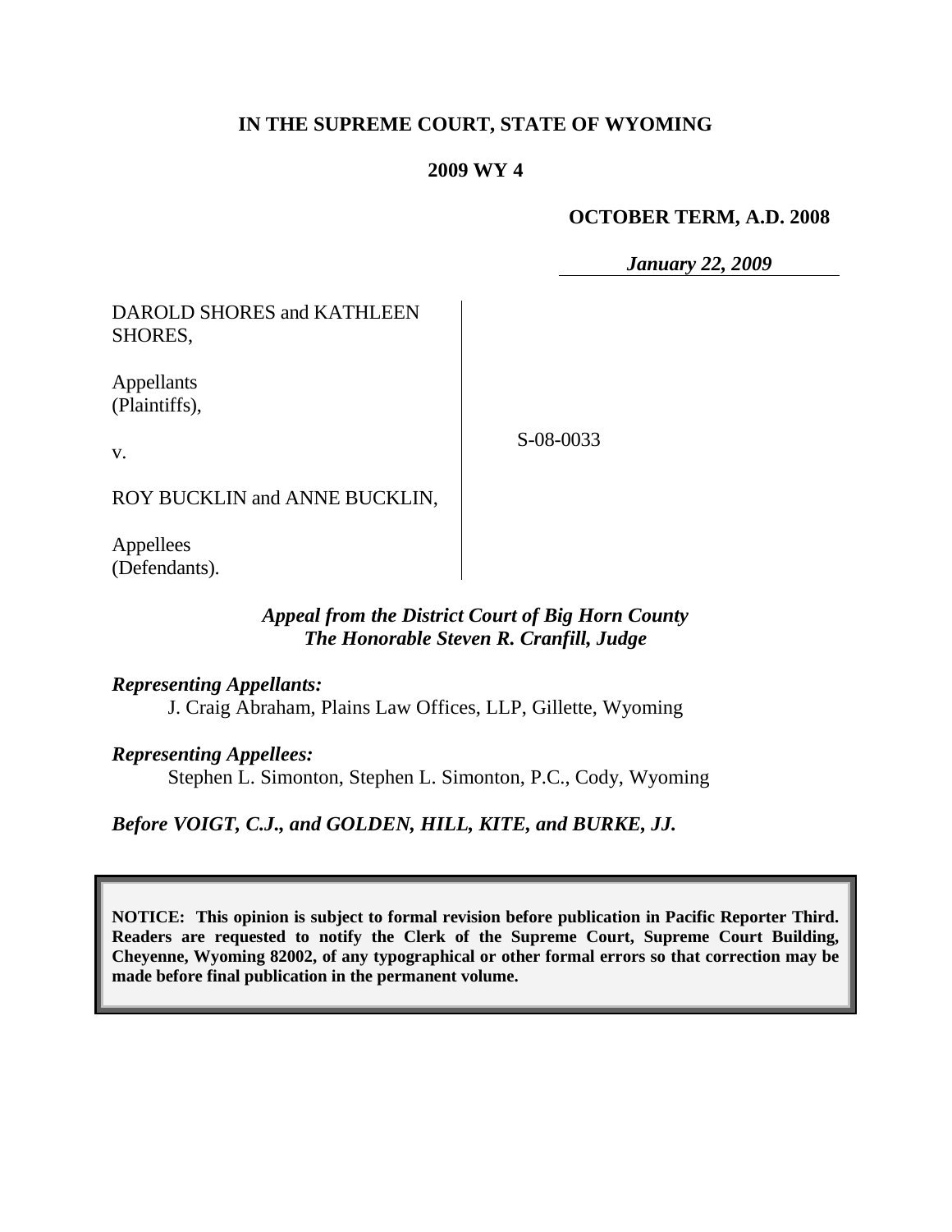**IN THE SUPREME COURT, STATE OF WYOMING**

**2009 WY 4**

**OCTOBER TERM, A.D. 2008**

***January 22, 2009***

DAROLD SHORES and KATHLEEN SHORES,

Appellants (Plaintiffs),

v.

ROY BUCKLIN and ANNE BUCKLIN,

Appellees (Defendants).

S-08-0033

***Appeal from the District Court of Big Horn County***
***The Honorable Steven R. Cranfill, Judge***

***Representing Appellants:***
J. Craig Abraham, Plains Law Offices, LLP, Gillette, Wyoming

***Representing Appellees:***
Stephen L. Simonton, Stephen L. Simonton, P.C., Cody, Wyoming

***Before VOIGT, C.J., and GOLDEN, HILL, KITE, and BURKE, JJ.***

**NOTICE: This opinion is subject to formal revision before publication in Pacific Reporter Third. Readers are requested to notify the Clerk of the Supreme Court, Supreme Court Building, Cheyenne, Wyoming 82002, of any typographical or other formal errors so that correction may be made before final publication in the permanent volume.**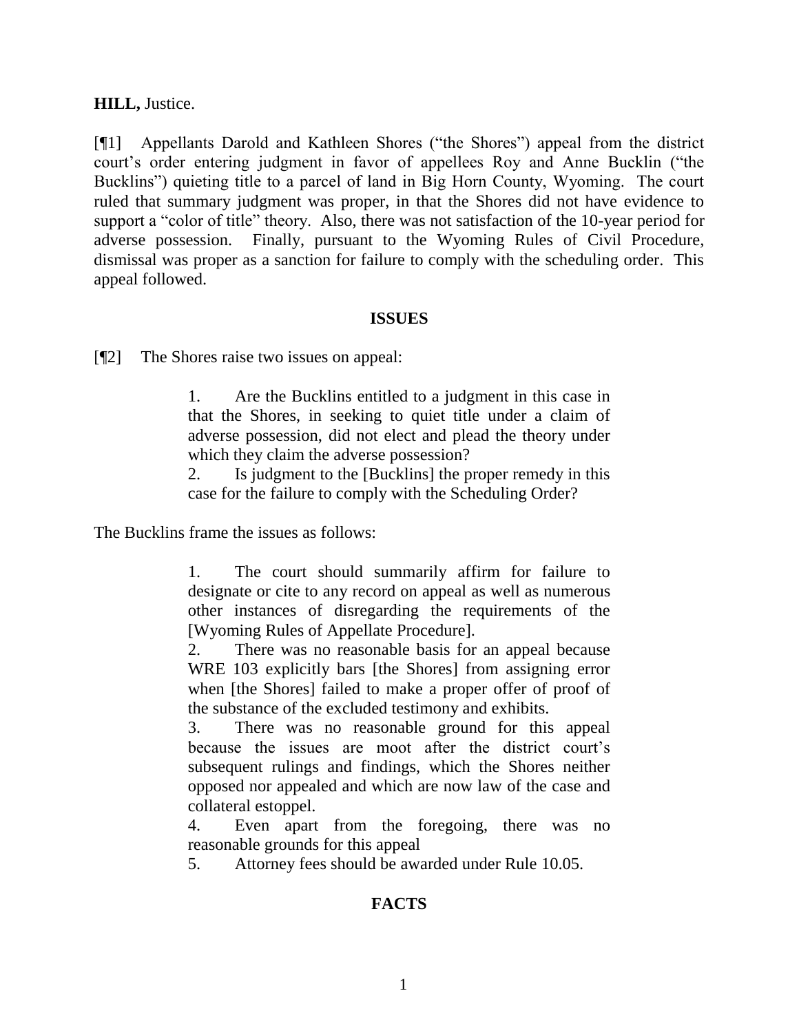**HILL,** Justice.

[¶1] Appellants Darold and Kathleen Shores ("the Shores") appeal from the district court's order entering judgment in favor of appellees Roy and Anne Bucklin ("the Bucklins") quieting title to a parcel of land in Big Horn County, Wyoming. The court ruled that summary judgment was proper, in that the Shores did not have evidence to support a "color of title" theory. Also, there was not satisfaction of the 10-year period for adverse possession. Finally, pursuant to the Wyoming Rules of Civil Procedure, dismissal was proper as a sanction for failure to comply with the scheduling order. This appeal followed.

## ISSUES

[¶2] The Shores raise two issues on appeal:

> 1. Are the Bucklins entitled to a judgment in this case in that the Shores, in seeking to quiet title under a claim of adverse possession, did not elect and plead the theory under which they claim the adverse possession?
> 2. Is judgment to the [Bucklins] the proper remedy in this case for the failure to comply with the Scheduling Order?

The Bucklins frame the issues as follows:

> 1. The court should summarily affirm for failure to designate or cite to any record on appeal as well as numerous other instances of disregarding the requirements of the [Wyoming Rules of Appellate Procedure].
> 2. There was no reasonable basis for an appeal because WRE 103 explicitly bars [the Shores] from assigning error when [the Shores] failed to make a proper offer of proof of the substance of the excluded testimony and exhibits.
> 3. There was no reasonable ground for this appeal because the issues are moot after the district court's subsequent rulings and findings, which the Shores neither opposed nor appealed and which are now law of the case and collateral estoppel.
> 4. Even apart from the foregoing, there was no reasonable grounds for this appeal
> 5. Attorney fees should be awarded under Rule 10.05.

## FACTS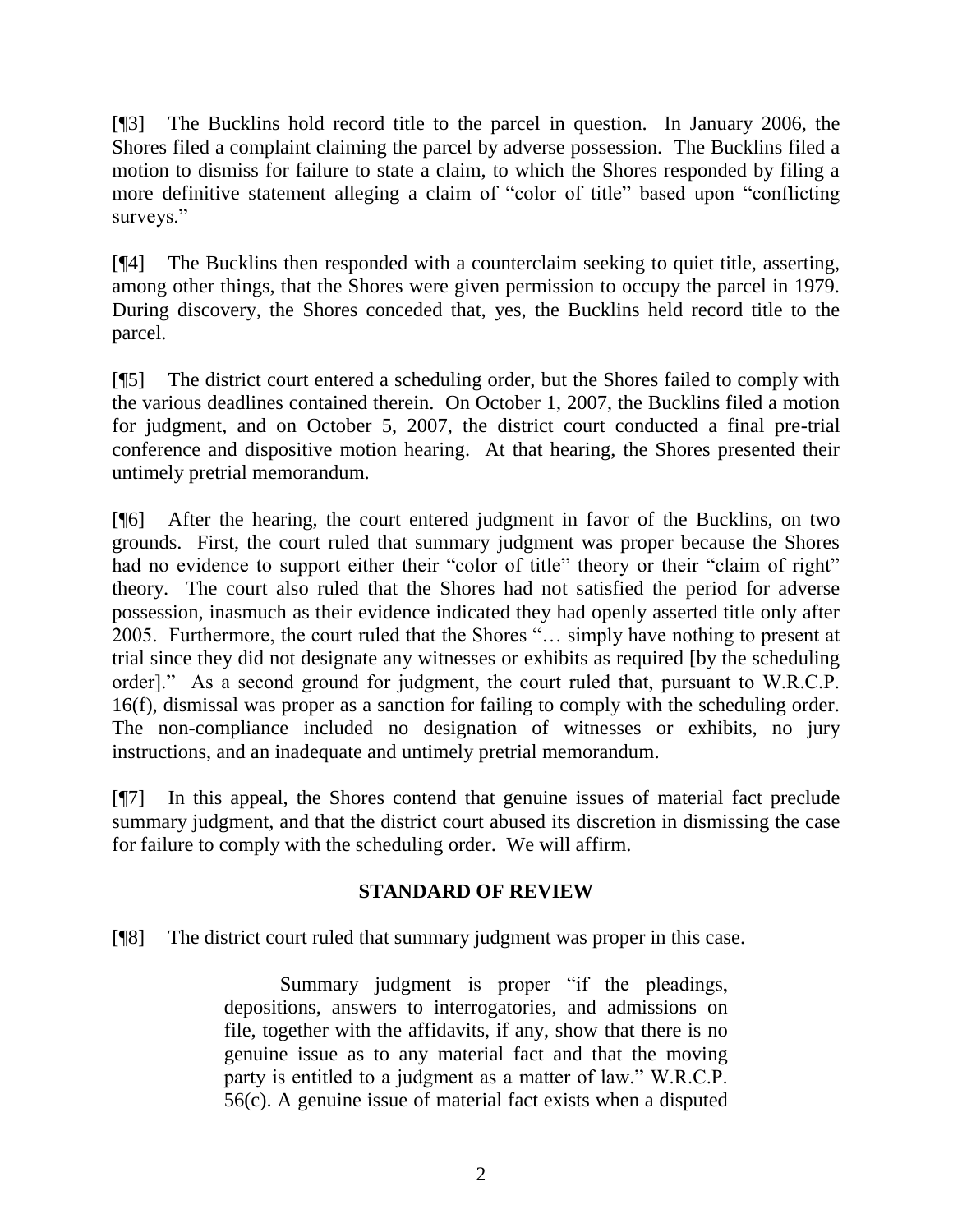[¶3] The Bucklins hold record title to the parcel in question. In January 2006, the Shores filed a complaint claiming the parcel by adverse possession. The Bucklins filed a motion to dismiss for failure to state a claim, to which the Shores responded by filing a more definitive statement alleging a claim of "color of title" based upon "conflicting surveys."

[¶4] The Bucklins then responded with a counterclaim seeking to quiet title, asserting, among other things, that the Shores were given permission to occupy the parcel in 1979. During discovery, the Shores conceded that, yes, the Bucklins held record title to the parcel.

[¶5] The district court entered a scheduling order, but the Shores failed to comply with the various deadlines contained therein. On October 1, 2007, the Bucklins filed a motion for judgment, and on October 5, 2007, the district court conducted a final pre-trial conference and dispositive motion hearing. At that hearing, the Shores presented their untimely pretrial memorandum.

[¶6] After the hearing, the court entered judgment in favor of the Bucklins, on two grounds. First, the court ruled that summary judgment was proper because the Shores had no evidence to support either their "color of title" theory or their "claim of right" theory. The court also ruled that the Shores had not satisfied the period for adverse possession, inasmuch as their evidence indicated they had openly asserted title only after 2005. Furthermore, the court ruled that the Shores "… simply have nothing to present at trial since they did not designate any witnesses or exhibits as required [by the scheduling order]." As a second ground for judgment, the court ruled that, pursuant to W.R.C.P. 16(f), dismissal was proper as a sanction for failing to comply with the scheduling order. The non-compliance included no designation of witnesses or exhibits, no jury instructions, and an inadequate and untimely pretrial memorandum.

[¶7] In this appeal, the Shores contend that genuine issues of material fact preclude summary judgment, and that the district court abused its discretion in dismissing the case for failure to comply with the scheduling order. We will affirm.

## STANDARD OF REVIEW

[¶8] The district court ruled that summary judgment was proper in this case.

> Summary judgment is proper "if the pleadings, depositions, answers to interrogatories, and admissions on file, together with the affidavits, if any, show that there is no genuine issue as to any material fact and that the moving party is entitled to a judgment as a matter of law." W.R.C.P. 56(c). A genuine issue of material fact exists when a disputed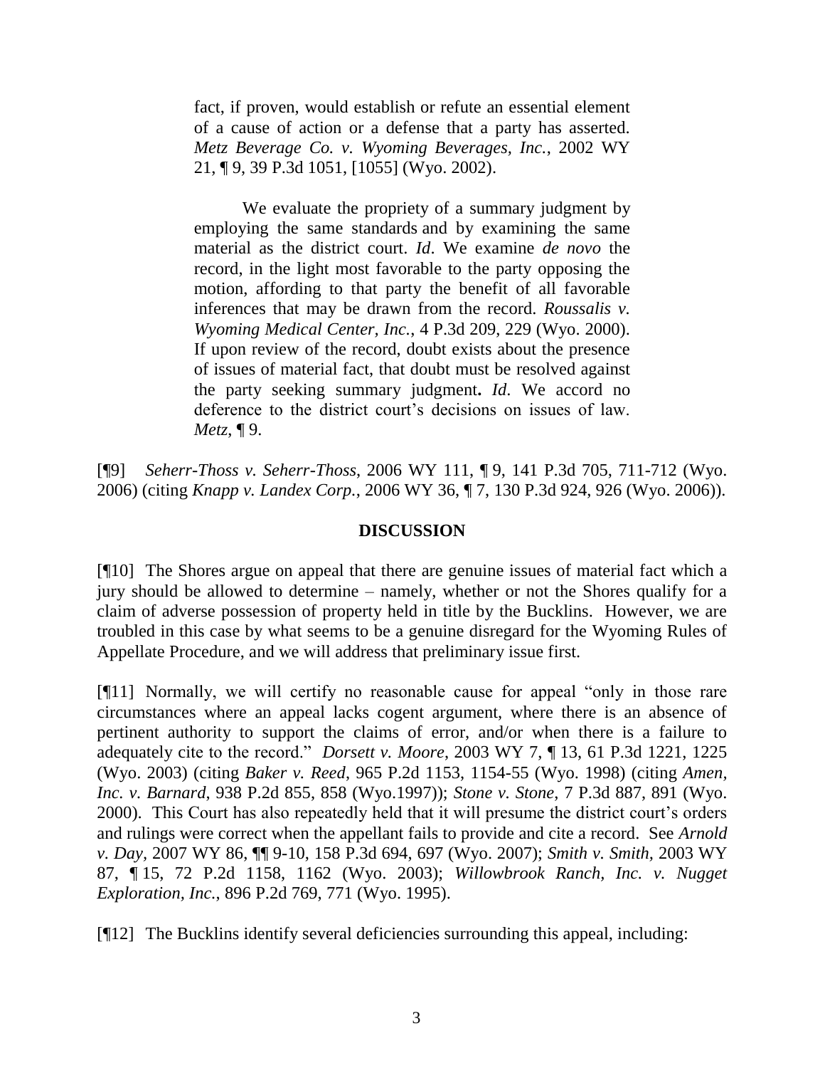> fact, if proven, would establish or refute an essential element of a cause of action or a defense that a party has asserted. *Metz Beverage Co. v. Wyoming Beverages, Inc.*, 2002 WY 21, ¶ 9, 39 P.3d 1051, [1055] (Wyo. 2002).
>
> We evaluate the propriety of a summary judgment by employing the same standards and by examining the same material as the district court. *Id*. We examine *de novo* the record, in the light most favorable to the party opposing the motion, affording to that party the benefit of all favorable inferences that may be drawn from the record. *Roussalis v. Wyoming Medical Center, Inc.*, 4 P.3d 209, 229 (Wyo. 2000). If upon review of the record, doubt exists about the presence of issues of material fact, that doubt must be resolved against the party seeking summary judgment**.** *Id*. We accord no deference to the district court's decisions on issues of law. *Metz*, ¶ 9.

[¶9] *Seherr-Thoss v. Seherr-Thoss*, 2006 WY 111, ¶ 9, 141 P.3d 705, 711-712 (Wyo. 2006) (citing *Knapp v. Landex Corp.*, 2006 WY 36, ¶ 7, 130 P.3d 924, 926 (Wyo. 2006)).

## DISCUSSION

[¶10] The Shores argue on appeal that there are genuine issues of material fact which a jury should be allowed to determine – namely, whether or not the Shores qualify for a claim of adverse possession of property held in title by the Bucklins. However, we are troubled in this case by what seems to be a genuine disregard for the Wyoming Rules of Appellate Procedure, and we will address that preliminary issue first.

[¶11] Normally, we will certify no reasonable cause for appeal "only in those rare circumstances where an appeal lacks cogent argument, where there is an absence of pertinent authority to support the claims of error, and/or when there is a failure to adequately cite to the record." *Dorsett v. Moore*, 2003 WY 7, ¶ 13, 61 P.3d 1221, 1225 (Wyo. 2003) (citing *Baker v. Reed*, 965 P.2d 1153, 1154-55 (Wyo. 1998) (citing *Amen, Inc. v. Barnard*, 938 P.2d 855, 858 (Wyo.1997)); *Stone v. Stone*, 7 P.3d 887, 891 (Wyo. 2000). This Court has also repeatedly held that it will presume the district court's orders and rulings were correct when the appellant fails to provide and cite a record. See *Arnold v. Day*, 2007 WY 86, ¶¶ 9-10, 158 P.3d 694, 697 (Wyo. 2007); *Smith v. Smith*, 2003 WY 87, ¶ 15, 72 P.2d 1158, 1162 (Wyo. 2003); *Willowbrook Ranch, Inc. v. Nugget Exploration, Inc.*, 896 P.2d 769, 771 (Wyo. 1995).

[¶12] The Bucklins identify several deficiencies surrounding this appeal, including: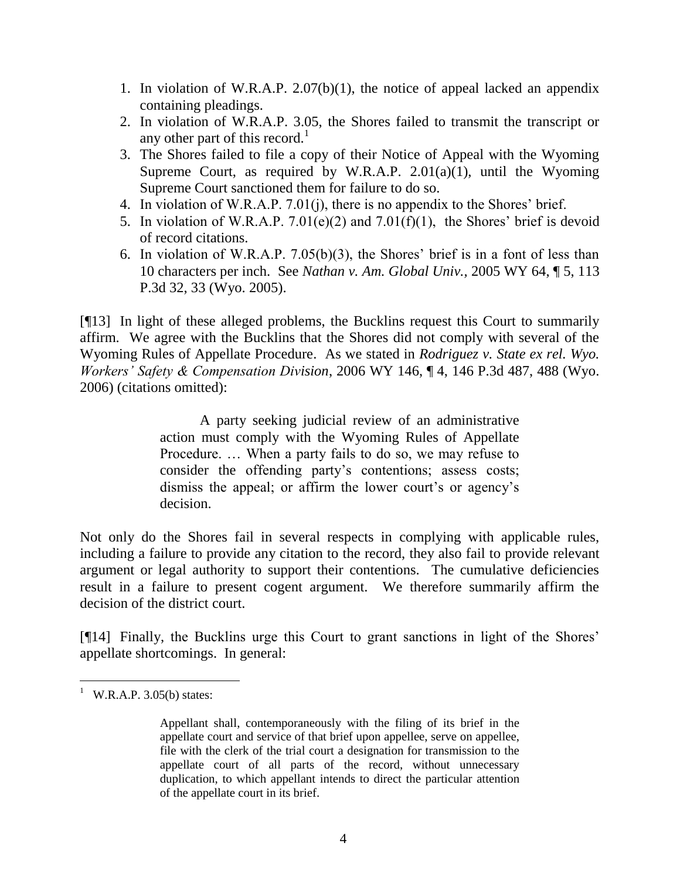1. In violation of W.R.A.P. 2.07(b)(1), the notice of appeal lacked an appendix containing pleadings.
2. In violation of W.R.A.P. 3.05, the Shores failed to transmit the transcript or any other part of this record.[1]
3. The Shores failed to file a copy of their Notice of Appeal with the Wyoming Supreme Court, as required by W.R.A.P. 2.01(a)(1), until the Wyoming Supreme Court sanctioned them for failure to do so.
4. In violation of W.R.A.P. 7.01(j), there is no appendix to the Shores' brief.
5. In violation of W.R.A.P. 7.01(e)(2) and 7.01(f)(1), the Shores' brief is devoid of record citations.
6. In violation of W.R.A.P. 7.05(b)(3), the Shores' brief is in a font of less than 10 characters per inch. See *Nathan v. Am. Global Univ.*, 2005 WY 64, ¶ 5, 113 P.3d 32, 33 (Wyo. 2005).

[¶13] In light of these alleged problems, the Bucklins request this Court to summarily affirm. We agree with the Bucklins that the Shores did not comply with several of the Wyoming Rules of Appellate Procedure. As we stated in *Rodriguez v. State ex rel. Wyo. Workers' Safety & Compensation Division*, 2006 WY 146, ¶ 4, 146 P.3d 487, 488 (Wyo. 2006) (citations omitted):

> A party seeking judicial review of an administrative action must comply with the Wyoming Rules of Appellate Procedure. … When a party fails to do so, we may refuse to consider the offending party's contentions; assess costs; dismiss the appeal; or affirm the lower court's or agency's decision.

Not only do the Shores fail in several respects in complying with applicable rules, including a failure to provide any citation to the record, they also fail to provide relevant argument or legal authority to support their contentions. The cumulative deficiencies result in a failure to present cogent argument. We therefore summarily affirm the decision of the district court.

[¶14] Finally, the Bucklins urge this Court to grant sanctions in light of the Shores' appellate shortcomings. In general:

---

[1] W.R.A.P. 3.05(b) states:

> Appellant shall, contemporaneously with the filing of its brief in the appellate court and service of that brief upon appellee, serve on appellee, file with the clerk of the trial court a designation for transmission to the appellate court of all parts of the record, without unnecessary duplication, to which appellant intends to direct the particular attention of the appellate court in its brief.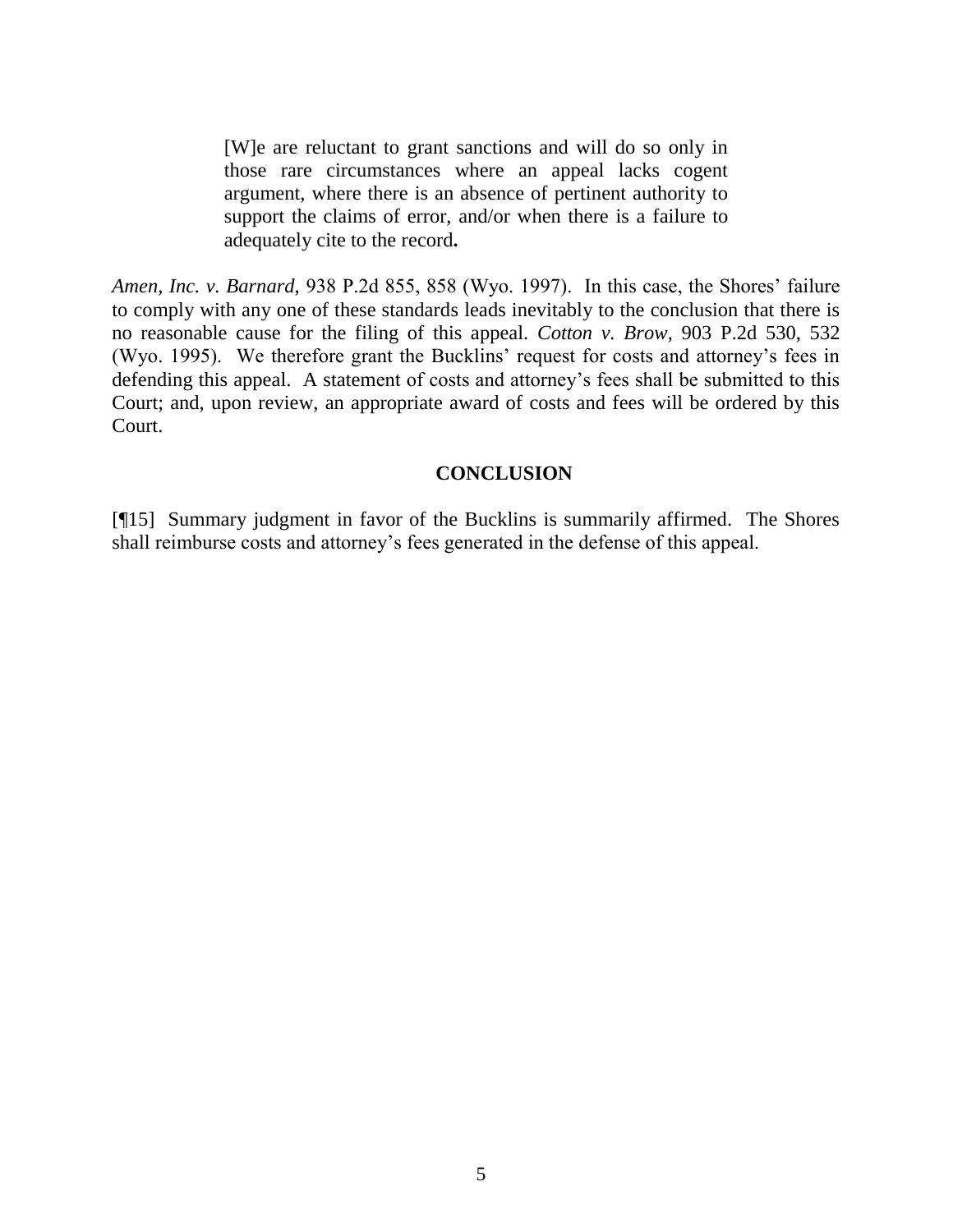> [W]e are reluctant to grant sanctions and will do so only in those rare circumstances where an appeal lacks cogent argument, where there is an absence of pertinent authority to support the claims of error, and/or when there is a failure to adequately cite to the record.

*Amen, Inc. v. Barnard*, 938 P.2d 855, 858 (Wyo. 1997). In this case, the Shores' failure to comply with any one of these standards leads inevitably to the conclusion that there is no reasonable cause for the filing of this appeal. *Cotton v. Brow*, 903 P.2d 530, 532 (Wyo. 1995). We therefore grant the Bucklins' request for costs and attorney's fees in defending this appeal. A statement of costs and attorney's fees shall be submitted to this Court; and, upon review, an appropriate award of costs and fees will be ordered by this Court.

## CONCLUSION

[¶15] Summary judgment in favor of the Bucklins is summarily affirmed. The Shores shall reimburse costs and attorney's fees generated in the defense of this appeal.